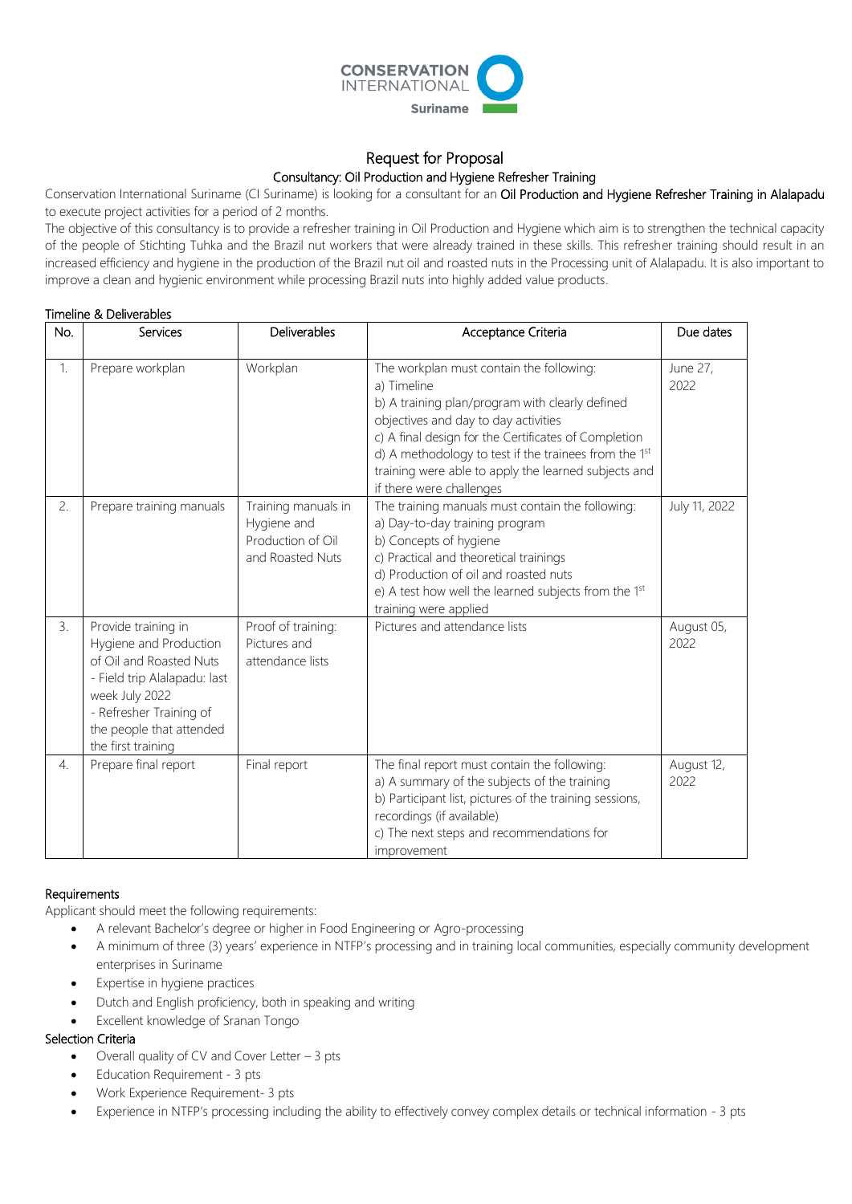# Request for Proposal

## Consultancy: Oil Production and Hygiene Refresher Training

Conservation International Suriname (CI Suriname) is looking for a consultant for an Oil Production and Hygiene Refresher Training in Alalapadu to execute project activities for a period of 2 months.

The objective of this consultancy is to provide a refresher training in Oil Production and Hygiene which aim is to strengthen the technical capacity of the people of Stichting Tuhka and the Brazil nut workers that were already trained in these skills. This refresher training should result in an increased efficiency and hygiene in the production of the Brazil nut oil and roasted nuts in the Processing unit of Alalapadu. It is also important to improve a clean and hygienic environment while processing Brazil nuts into highly added value products.

### Timeline & Deliverables

| No. | Services | Deliverables | Acceptance Criteria | Due dates |
|---|---|---|---|---|
| 1. | Prepare workplan | Workplan | The workplan must contain the following:<br>a) Timeline<br>b) A training plan/program with clearly defined objectives and day to day activities<br>c) A final design for the Certificates of Completion<br>d) A methodology to test if the trainees from the 1st training were able to apply the learned subjects and if there were challenges | June 27, 2022 |
| 2. | Prepare training manuals | Training manuals in Hygiene and Production of Oil and Roasted Nuts | The training manuals must contain the following:<br>a) Day-to-day training program<br>b) Concepts of hygiene<br>c) Practical and theoretical trainings<br>d) Production of oil and roasted nuts<br>e) A test how well the learned subjects from the 1st training were applied | July 11, 2022 |
| 3. | Provide training in Hygiene and Production of Oil and Roasted Nuts<br>- Field trip Alalapadu: last week July 2022<br>- Refresher Training of the people that attended the first training | Proof of training: Pictures and attendance lists | Pictures and attendance lists | August 05, 2022 |
| 4. | Prepare final report | Final report | The final report must contain the following:<br>a) A summary of the subjects of the training<br>b) Participant list, pictures of the training sessions, recordings (if available)<br>c) The next steps and recommendations for improvement | August 12, 2022 |

### Requirements

Applicant should meet the following requirements:

- A relevant Bachelor's degree or higher in Food Engineering or Agro-processing
- A minimum of three (3) years' experience in NTFP's processing and in training local communities, especially community development enterprises in Suriname
- Expertise in hygiene practices
- Dutch and English proficiency, both in speaking and writing
- Excellent knowledge of Sranan Tongo

### Selection Criteria

- Overall quality of CV and Cover Letter – 3 pts
- Education Requirement - 3 pts
- Work Experience Requirement- 3 pts
- Experience in NTFP's processing including the ability to effectively convey complex details or technical information - 3 pts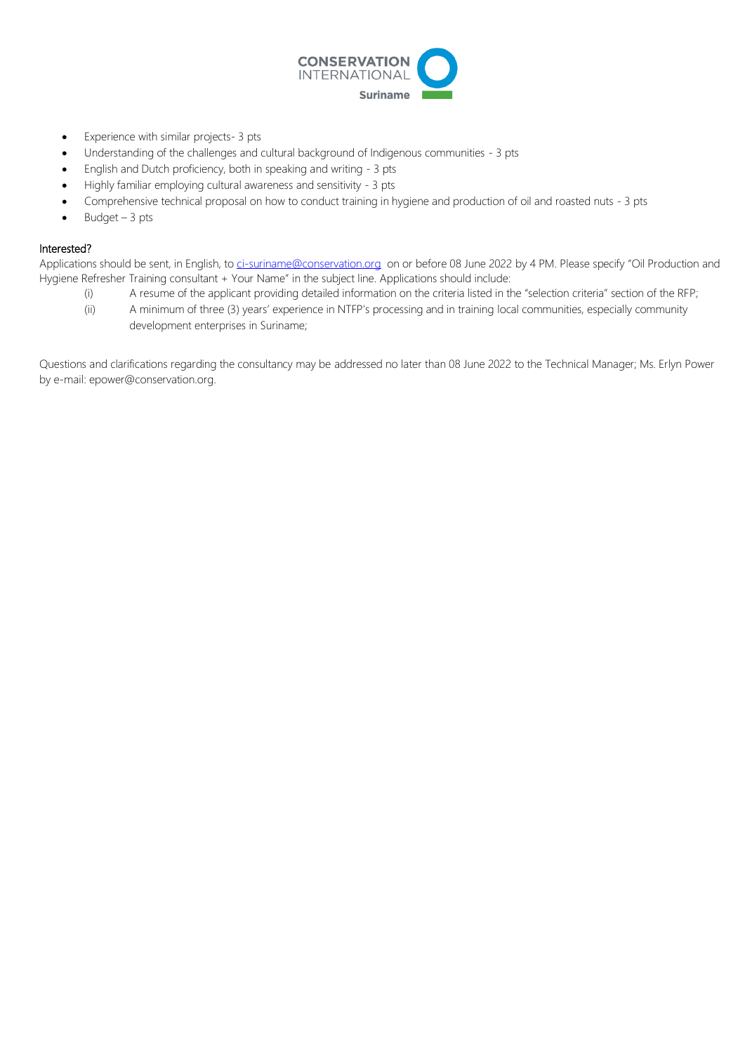- Experience with similar projects- 3 pts
- Understanding of the challenges and cultural background of Indigenous communities - 3 pts
- English and Dutch proficiency, both in speaking and writing - 3 pts
- Highly familiar employing cultural awareness and sensitivity - 3 pts
- Comprehensive technical proposal on how to conduct training in hygiene and production of oil and roasted nuts - 3 pts
- Budget – 3 pts

Interested?

Applications should be sent, in English, to ci-suriname@conservation.org on or before 08 June 2022 by 4 PM. Please specify "Oil Production and Hygiene Refresher Training consultant + Your Name" in the subject line. Applications should include:

(i) A resume of the applicant providing detailed information on the criteria listed in the "selection criteria" section of the RFP;

(ii) A minimum of three (3) years' experience in NTFP's processing and in training local communities, especially community development enterprises in Suriname;

Questions and clarifications regarding the consultancy may be addressed no later than 08 June 2022 to the Technical Manager; Ms. Erlyn Power by e-mail: epower@conservation.org.